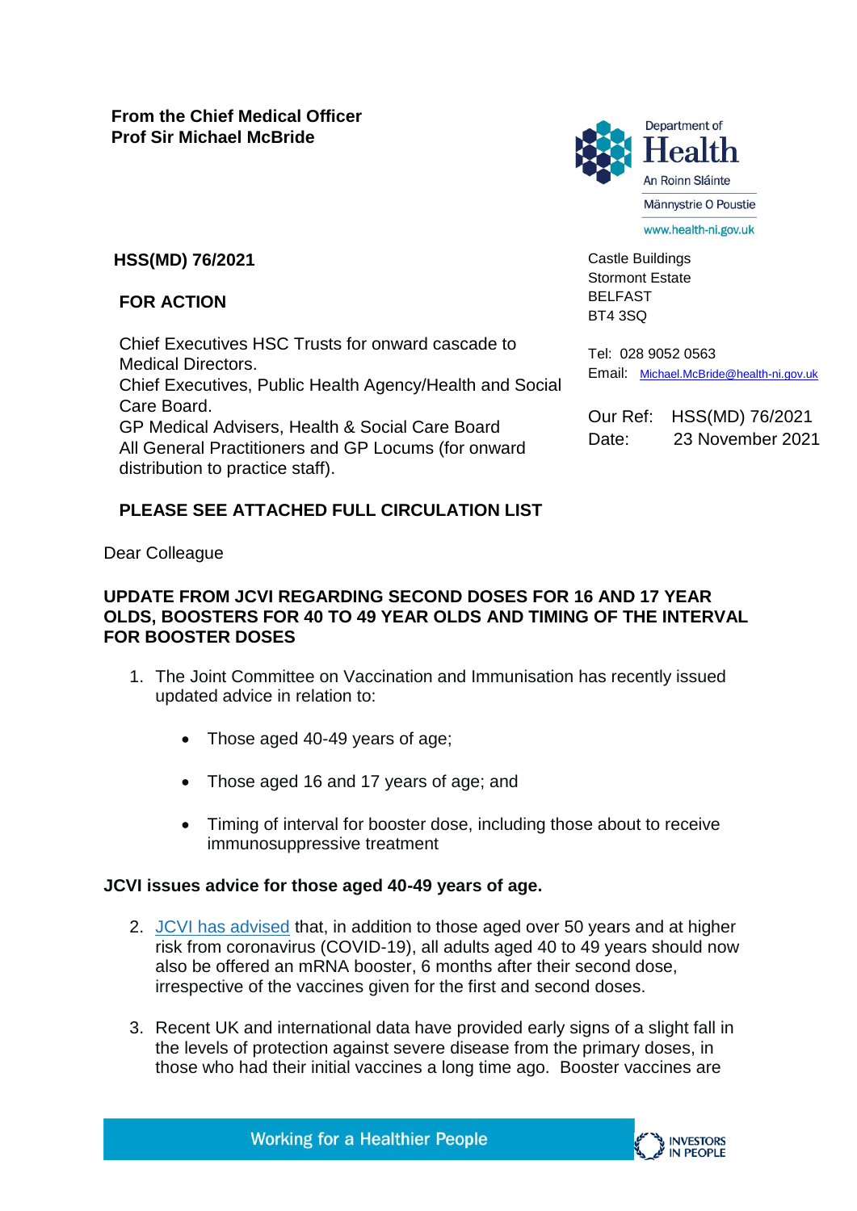**From the Chief Medical Officer**
**Prof Sir Michael McBride**

Department of Health
An Roinn Sláinte
Männystrie O Poustie
www.health-ni.gov.uk

**HSS(MD) 76/2021**

**FOR ACTION**

Chief Executives HSC Trusts for onward cascade to Medical Directors.
Chief Executives, Public Health Agency/Health and Social Care Board.
GP Medical Advisers, Health & Social Care Board
All General Practitioners and GP Locums (for onward distribution to practice staff).

**PLEASE SEE ATTACHED FULL CIRCULATION LIST**

Castle Buildings
Stormont Estate
BELFAST
BT4 3SQ

Tel: 028 9052 0563
Email: Michael.McBride@health-ni.gov.uk

Our Ref: HSS(MD) 76/2021
Date: 23 November 2021

Dear Colleague

**UPDATE FROM JCVI REGARDING SECOND DOSES FOR 16 AND 17 YEAR OLDS, BOOSTERS FOR 40 TO 49 YEAR OLDS AND TIMING OF THE INTERVAL FOR BOOSTER DOSES**

1. The Joint Committee on Vaccination and Immunisation has recently issued updated advice in relation to:

    - Those aged 40-49 years of age;
    - Those aged 16 and 17 years of age; and
    - Timing of interval for booster dose, including those about to receive immunosuppressive treatment

**JCVI issues advice for those aged 40-49 years of age.**

2. JCVI has advised that, in addition to those aged over 50 years and at higher risk from coronavirus (COVID-19), all adults aged 40 to 49 years should now also be offered an mRNA booster, 6 months after their second dose, irrespective of the vaccines given for the first and second doses.

3. Recent UK and international data have provided early signs of a slight fall in the levels of protection against severe disease from the primary doses, in those who had their initial vaccines a long time ago. Booster vaccines are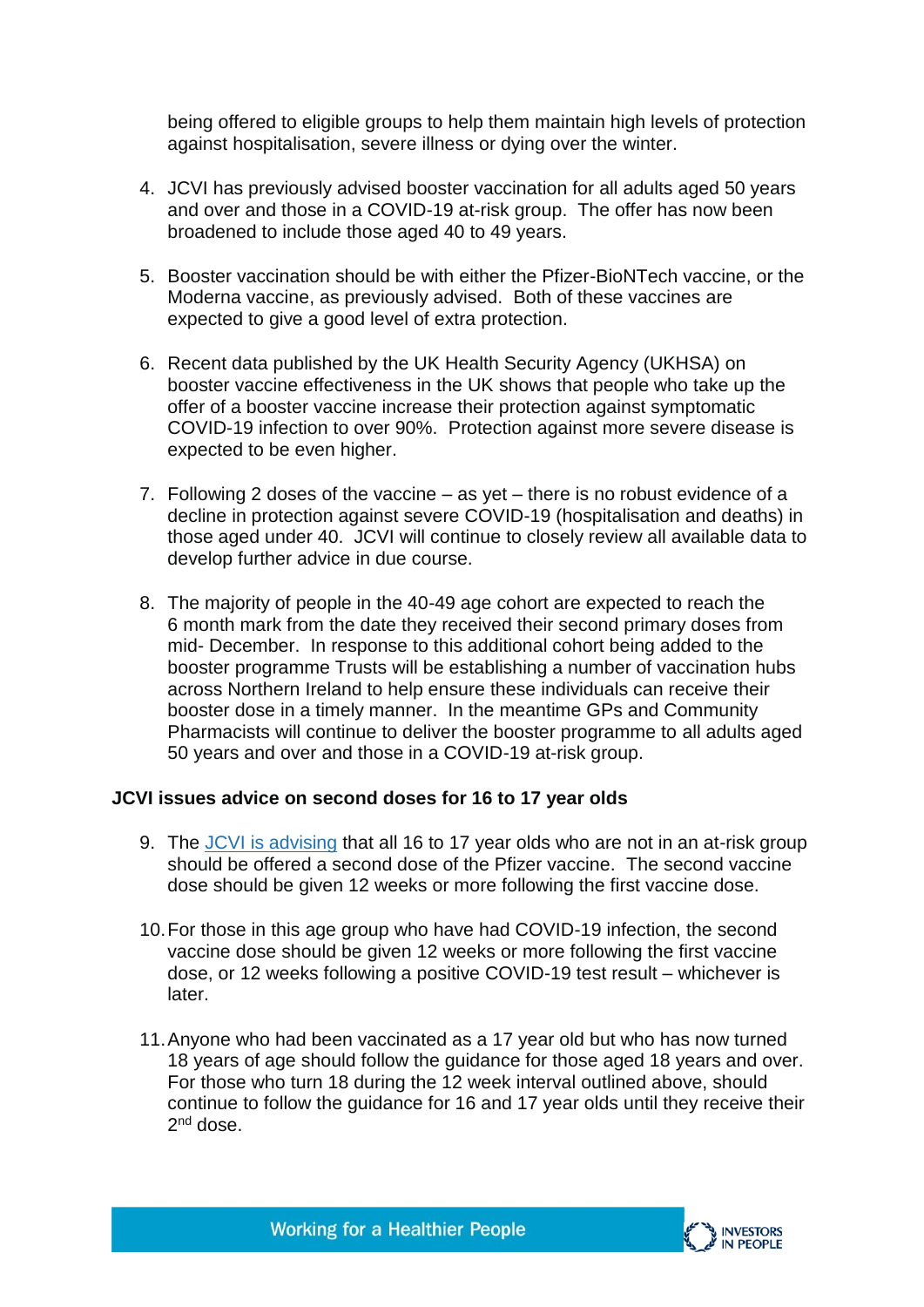being offered to eligible groups to help them maintain high levels of protection against hospitalisation, severe illness or dying over the winter.

4. JCVI has previously advised booster vaccination for all adults aged 50 years and over and those in a COVID-19 at-risk group. The offer has now been broadened to include those aged 40 to 49 years.

5. Booster vaccination should be with either the Pfizer-BioNTech vaccine, or the Moderna vaccine, as previously advised. Both of these vaccines are expected to give a good level of extra protection.

6. Recent data published by the UK Health Security Agency (UKHSA) on booster vaccine effectiveness in the UK shows that people who take up the offer of a booster vaccine increase their protection against symptomatic COVID-19 infection to over 90%. Protection against more severe disease is expected to be even higher.

7. Following 2 doses of the vaccine – as yet – there is no robust evidence of a decline in protection against severe COVID-19 (hospitalisation and deaths) in those aged under 40. JCVI will continue to closely review all available data to develop further advice in due course.

8. The majority of people in the 40-49 age cohort are expected to reach the 6 month mark from the date they received their second primary doses from mid- December. In response to this additional cohort being added to the booster programme Trusts will be establishing a number of vaccination hubs across Northern Ireland to help ensure these individuals can receive their booster dose in a timely manner. In the meantime GPs and Community Pharmacists will continue to deliver the booster programme to all adults aged 50 years and over and those in a COVID-19 at-risk group.

**JCVI issues advice on second doses for 16 to 17 year olds**

9. The [JCVI is advising](#) that all 16 to 17 year olds who are not in an at-risk group should be offered a second dose of the Pfizer vaccine. The second vaccine dose should be given 12 weeks or more following the first vaccine dose.

10. For those in this age group who have had COVID-19 infection, the second vaccine dose should be given 12 weeks or more following the first vaccine dose, or 12 weeks following a positive COVID-19 test result – whichever is later.

11. Anyone who had been vaccinated as a 17 year old but who has now turned 18 years of age should follow the guidance for those aged 18 years and over. For those who turn 18 during the 12 week interval outlined above, should continue to follow the guidance for 16 and 17 year olds until they receive their 2nd dose.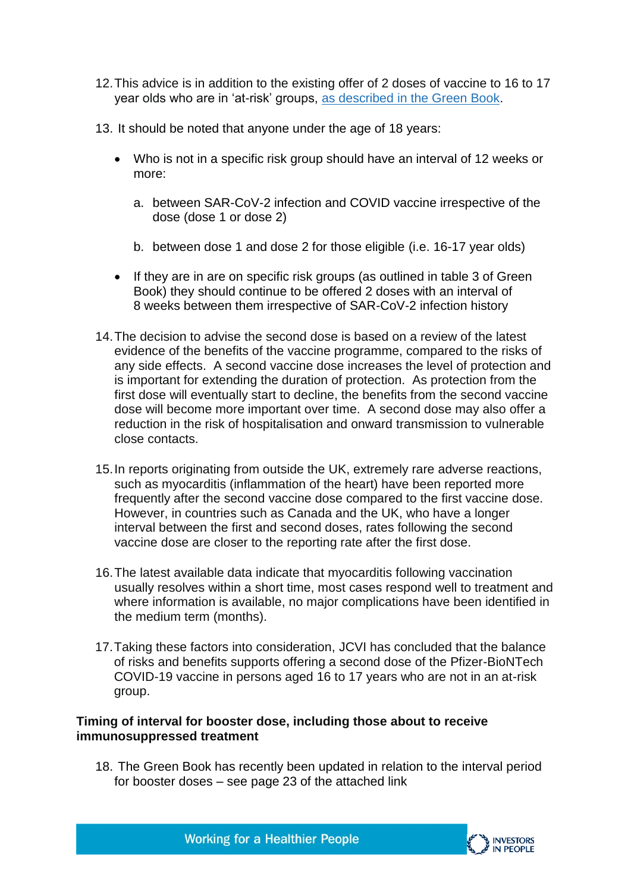12. This advice is in addition to the existing offer of 2 doses of vaccine to 16 to 17 year olds who are in 'at-risk' groups, [as described in the Green Book](#).

13. It should be noted that anyone under the age of 18 years:

    - Who is not in a specific risk group should have an interval of 12 weeks or more:

        a. between SAR-CoV-2 infection and COVID vaccine irrespective of the dose (dose 1 or dose 2)

        b. between dose 1 and dose 2 for those eligible (i.e. 16-17 year olds)

    - If they are in are on specific risk groups (as outlined in table 3 of Green Book) they should continue to be offered 2 doses with an interval of 8 weeks between them irrespective of SAR-CoV-2 infection history

14. The decision to advise the second dose is based on a review of the latest evidence of the benefits of the vaccine programme, compared to the risks of any side effects. A second vaccine dose increases the level of protection and is important for extending the duration of protection. As protection from the first dose will eventually start to decline, the benefits from the second vaccine dose will become more important over time. A second dose may also offer a reduction in the risk of hospitalisation and onward transmission to vulnerable close contacts.

15. In reports originating from outside the UK, extremely rare adverse reactions, such as myocarditis (inflammation of the heart) have been reported more frequently after the second vaccine dose compared to the first vaccine dose. However, in countries such as Canada and the UK, who have a longer interval between the first and second doses, rates following the second vaccine dose are closer to the reporting rate after the first dose.

16. The latest available data indicate that myocarditis following vaccination usually resolves within a short time, most cases respond well to treatment and where information is available, no major complications have been identified in the medium term (months).

17. Taking these factors into consideration, JCVI has concluded that the balance of risks and benefits supports offering a second dose of the Pfizer-BioNTech COVID-19 vaccine in persons aged 16 to 17 years who are not in an at-risk group.

**Timing of interval for booster dose, including those about to receive immunosuppressed treatment**

18. The Green Book has recently been updated in relation to the interval period for booster doses – see page 23 of the attached link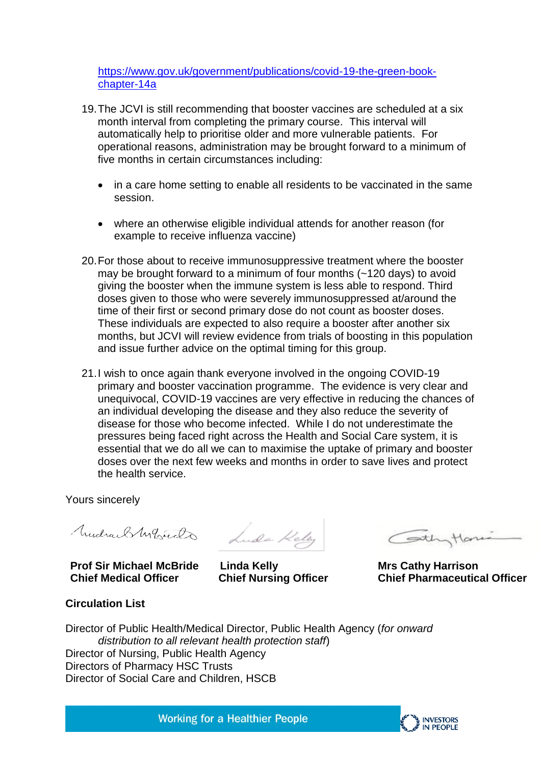https://www.gov.uk/government/publications/covid-19-the-green-book-chapter-14a

19. The JCVI is still recommending that booster vaccines are scheduled at a six month interval from completing the primary course. This interval will automatically help to prioritise older and more vulnerable patients. For operational reasons, administration may be brought forward to a minimum of five months in certain circumstances including:

    - in a care home setting to enable all residents to be vaccinated in the same session.
    - where an otherwise eligible individual attends for another reason (for example to receive influenza vaccine)

20. For those about to receive immunosuppressive treatment where the booster may be brought forward to a minimum of four months (~120 days) to avoid giving the booster when the immune system is less able to respond. Third doses given to those who were severely immunosuppressed at/around the time of their first or second primary dose do not count as booster doses. These individuals are expected to also require a booster after another six months, but JCVI will review evidence from trials of boosting in this population and issue further advice on the optimal timing for this group.

21. I wish to once again thank everyone involved in the ongoing COVID-19 primary and booster vaccination programme. The evidence is very clear and unequivocal, COVID-19 vaccines are very effective in reducing the chances of an individual developing the disease and they also reduce the severity of disease for those who become infected. While I do not underestimate the pressures being faced right across the Health and Social Care system, it is essential that we do all we can to maximise the uptake of primary and booster doses over the next few weeks and months in order to save lives and protect the health service.

Yours sincerely

| **Prof Sir Michael McBride** | **Linda Kelly** | **Mrs Cathy Harrison** |
| --- | --- | --- |
| **Chief Medical Officer** | **Chief Nursing Officer** | **Chief Pharmaceutical Officer** |

**Circulation List**

Director of Public Health/Medical Director, Public Health Agency (*for onward distribution to all relevant health protection staff*)
Director of Nursing, Public Health Agency
Directors of Pharmacy HSC Trusts
Director of Social Care and Children, HSCB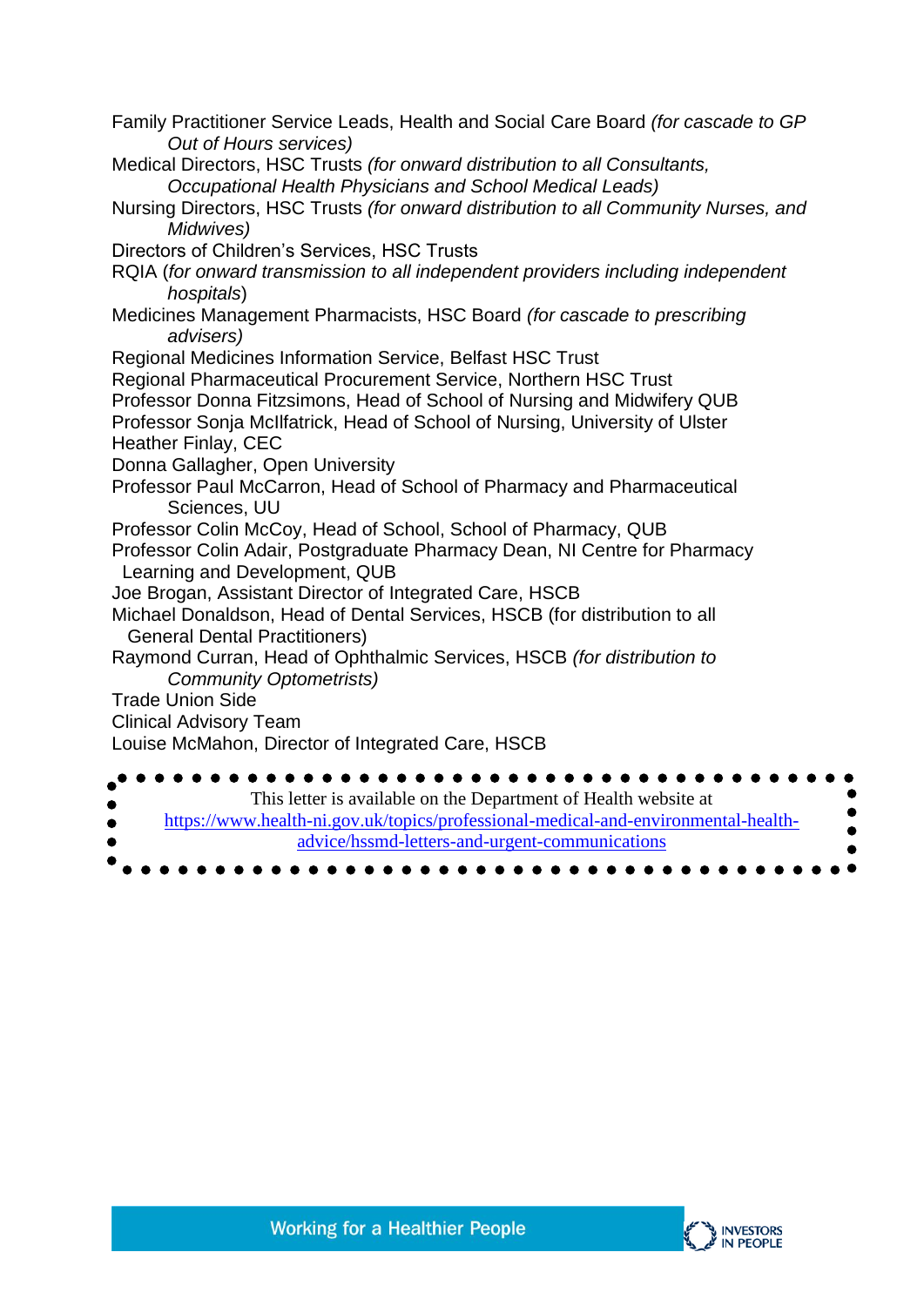Family Practitioner Service Leads, Health and Social Care Board *(for cascade to GP Out of Hours services)*
Medical Directors, HSC Trusts *(for onward distribution to all Consultants, Occupational Health Physicians and School Medical Leads)*
Nursing Directors, HSC Trusts *(for onward distribution to all Community Nurses, and Midwives)*
Directors of Children's Services, HSC Trusts
RQIA (*for onward transmission to all independent providers including independent hospitals*)
Medicines Management Pharmacists, HSC Board *(for cascade to prescribing advisers)*
Regional Medicines Information Service, Belfast HSC Trust
Regional Pharmaceutical Procurement Service, Northern HSC Trust
Professor Donna Fitzsimons, Head of School of Nursing and Midwifery QUB
Professor Sonja McIlfatrick, Head of School of Nursing, University of Ulster
Heather Finlay, CEC
Donna Gallagher, Open University
Professor Paul McCarron, Head of School of Pharmacy and Pharmaceutical Sciences, UU
Professor Colin McCoy, Head of School, School of Pharmacy, QUB
Professor Colin Adair, Postgraduate Pharmacy Dean, NI Centre for Pharmacy Learning and Development, QUB
Joe Brogan, Assistant Director of Integrated Care, HSCB
Michael Donaldson, Head of Dental Services, HSCB (for distribution to all General Dental Practitioners)
Raymond Curran, Head of Ophthalmic Services, HSCB *(for distribution to Community Optometrists)*
Trade Union Side
Clinical Advisory Team
Louise McMahon, Director of Integrated Care, HSCB

This letter is available on the Department of Health website at
https://www.health-ni.gov.uk/topics/professional-medical-and-environmental-health-advice/hssmd-letters-and-urgent-communications